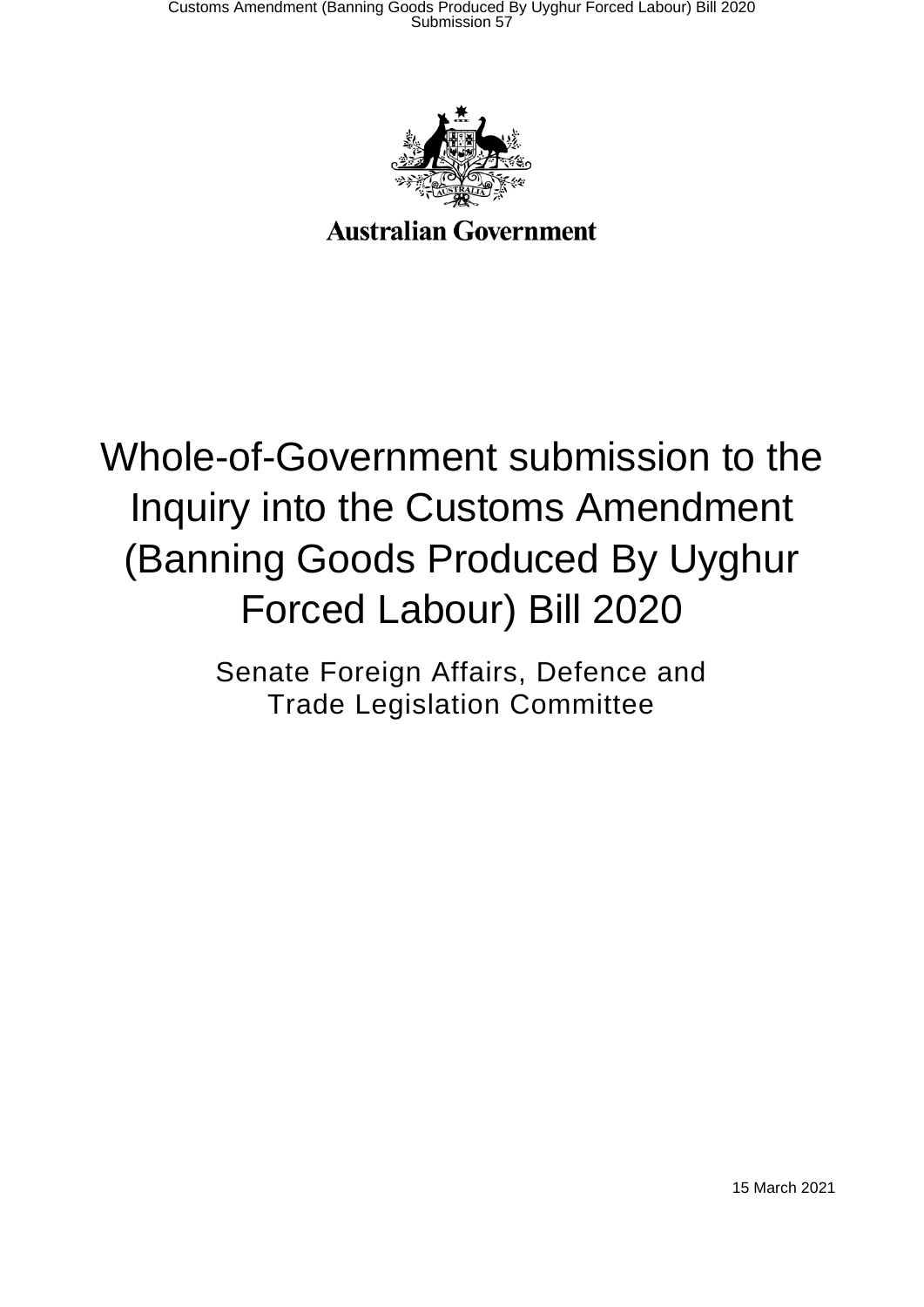Australian Government

# Whole-of-Government submission to the Inquiry into the Customs Amendment (Banning Goods Produced By Uyghur Forced Labour) Bill 2020

Senate Foreign Affairs, Defence and Trade Legislation Committee

15 March 2021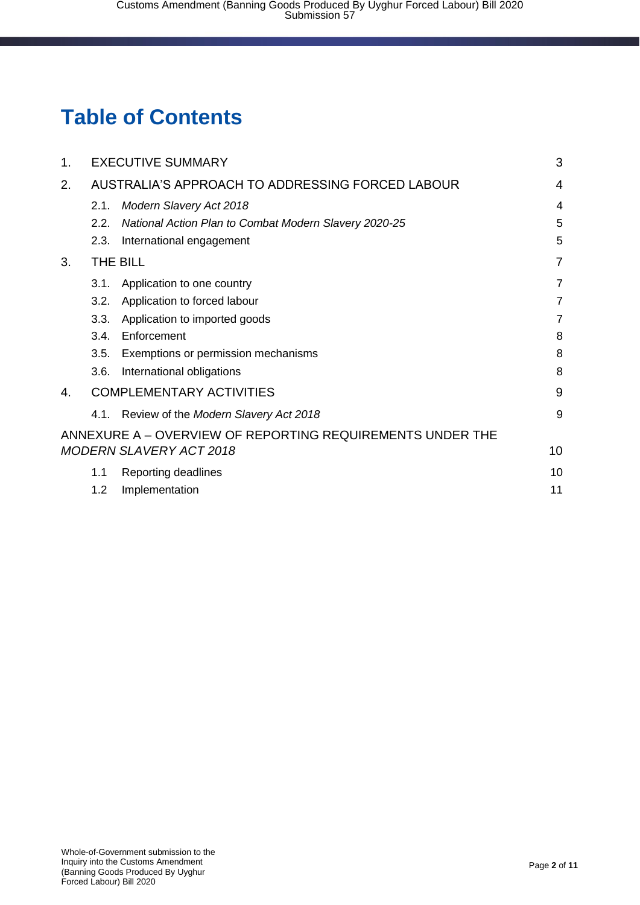# Table of Contents

| | | |
|---|---|---|
| 1. | EXECUTIVE SUMMARY | 3 |
| 2. | AUSTRALIA'S APPROACH TO ADDRESSING FORCED LABOUR | 4 |
| | 2.1. *Modern Slavery Act 2018* | 4 |
| | 2.2. *National Action Plan to Combat Modern Slavery 2020-25* | 5 |
| | 2.3. International engagement | 5 |
| 3. | THE BILL | 7 |
| | 3.1. Application to one country | 7 |
| | 3.2. Application to forced labour | 7 |
| | 3.3. Application to imported goods | 7 |
| | 3.4. Enforcement | 8 |
| | 3.5. Exemptions or permission mechanisms | 8 |
| | 3.6. International obligations | 8 |
| 4. | COMPLEMENTARY ACTIVITIES | 9 |
| | 4.1. Review of the *Modern Slavery Act 2018* | 9 |
| | ANNEXURE A – OVERVIEW OF REPORTING REQUIREMENTS UNDER THE *MODERN SLAVERY ACT 2018* | 10 |
| | 1.1 Reporting deadlines | 10 |
| | 1.2 Implementation | 11 |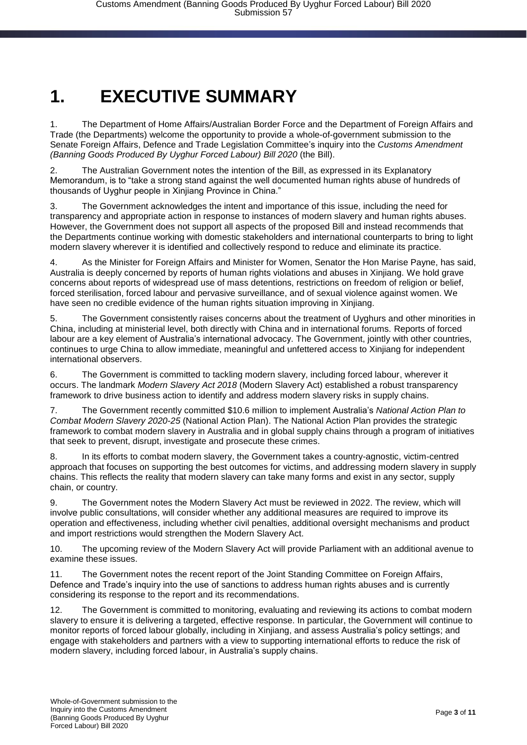# 1. EXECUTIVE SUMMARY

1. The Department of Home Affairs/Australian Border Force and the Department of Foreign Affairs and Trade (the Departments) welcome the opportunity to provide a whole-of-government submission to the Senate Foreign Affairs, Defence and Trade Legislation Committee's inquiry into the *Customs Amendment (Banning Goods Produced By Uyghur Forced Labour) Bill 2020* (the Bill).

2. The Australian Government notes the intention of the Bill, as expressed in its Explanatory Memorandum, is to "take a strong stand against the well documented human rights abuse of hundreds of thousands of Uyghur people in Xinjiang Province in China."

3. The Government acknowledges the intent and importance of this issue, including the need for transparency and appropriate action in response to instances of modern slavery and human rights abuses. However, the Government does not support all aspects of the proposed Bill and instead recommends that the Departments continue working with domestic stakeholders and international counterparts to bring to light modern slavery wherever it is identified and collectively respond to reduce and eliminate its practice.

4. As the Minister for Foreign Affairs and Minister for Women, Senator the Hon Marise Payne, has said, Australia is deeply concerned by reports of human rights violations and abuses in Xinjiang. We hold grave concerns about reports of widespread use of mass detentions, restrictions on freedom of religion or belief, forced sterilisation, forced labour and pervasive surveillance, and of sexual violence against women. We have seen no credible evidence of the human rights situation improving in Xinjiang.

5. The Government consistently raises concerns about the treatment of Uyghurs and other minorities in China, including at ministerial level, both directly with China and in international forums. Reports of forced labour are a key element of Australia's international advocacy. The Government, jointly with other countries, continues to urge China to allow immediate, meaningful and unfettered access to Xinjiang for independent international observers.

6. The Government is committed to tackling modern slavery, including forced labour, wherever it occurs. The landmark *Modern Slavery Act 2018* (Modern Slavery Act) established a robust transparency framework to drive business action to identify and address modern slavery risks in supply chains.

7. The Government recently committed $10.6 million to implement Australia's *National Action Plan to Combat Modern Slavery 2020-25* (National Action Plan). The National Action Plan provides the strategic framework to combat modern slavery in Australia and in global supply chains through a program of initiatives that seek to prevent, disrupt, investigate and prosecute these crimes.

8. In its efforts to combat modern slavery, the Government takes a country-agnostic, victim-centred approach that focuses on supporting the best outcomes for victims, and addressing modern slavery in supply chains. This reflects the reality that modern slavery can take many forms and exist in any sector, supply chain, or country.

9. The Government notes the Modern Slavery Act must be reviewed in 2022. The review, which will involve public consultations, will consider whether any additional measures are required to improve its operation and effectiveness, including whether civil penalties, additional oversight mechanisms and product and import restrictions would strengthen the Modern Slavery Act.

10. The upcoming review of the Modern Slavery Act will provide Parliament with an additional avenue to examine these issues.

11. The Government notes the recent report of the Joint Standing Committee on Foreign Affairs, Defence and Trade's inquiry into the use of sanctions to address human rights abuses and is currently considering its response to the report and its recommendations.

12. The Government is committed to monitoring, evaluating and reviewing its actions to combat modern slavery to ensure it is delivering a targeted, effective response. In particular, the Government will continue to monitor reports of forced labour globally, including in Xinjiang, and assess Australia's policy settings; and engage with stakeholders and partners with a view to supporting international efforts to reduce the risk of modern slavery, including forced labour, in Australia's supply chains.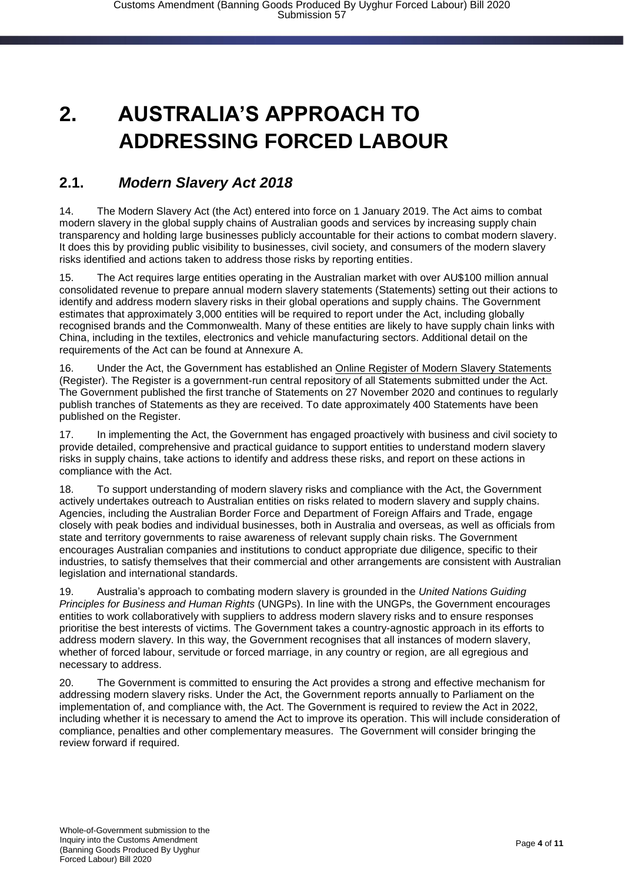# 2. AUSTRALIA'S APPROACH TO ADDRESSING FORCED LABOUR

## 2.1. *Modern Slavery Act 2018*

14. The Modern Slavery Act (the Act) entered into force on 1 January 2019. The Act aims to combat modern slavery in the global supply chains of Australian goods and services by increasing supply chain transparency and holding large businesses publicly accountable for their actions to combat modern slavery. It does this by providing public visibility to businesses, civil society, and consumers of the modern slavery risks identified and actions taken to address those risks by reporting entities.

15. The Act requires large entities operating in the Australian market with over AU$100 million annual consolidated revenue to prepare annual modern slavery statements (Statements) setting out their actions to identify and address modern slavery risks in their global operations and supply chains. The Government estimates that approximately 3,000 entities will be required to report under the Act, including globally recognised brands and the Commonwealth. Many of these entities are likely to have supply chain links with China, including in the textiles, electronics and vehicle manufacturing sectors. Additional detail on the requirements of the Act can be found at Annexure A.

16. Under the Act, the Government has established an Online Register of Modern Slavery Statements (Register). The Register is a government-run central repository of all Statements submitted under the Act. The Government published the first tranche of Statements on 27 November 2020 and continues to regularly publish tranches of Statements as they are received. To date approximately 400 Statements have been published on the Register.

17. In implementing the Act, the Government has engaged proactively with business and civil society to provide detailed, comprehensive and practical guidance to support entities to understand modern slavery risks in supply chains, take actions to identify and address these risks, and report on these actions in compliance with the Act.

18. To support understanding of modern slavery risks and compliance with the Act, the Government actively undertakes outreach to Australian entities on risks related to modern slavery and supply chains. Agencies, including the Australian Border Force and Department of Foreign Affairs and Trade, engage closely with peak bodies and individual businesses, both in Australia and overseas, as well as officials from state and territory governments to raise awareness of relevant supply chain risks. The Government encourages Australian companies and institutions to conduct appropriate due diligence, specific to their industries, to satisfy themselves that their commercial and other arrangements are consistent with Australian legislation and international standards.

19. Australia's approach to combating modern slavery is grounded in the *United Nations Guiding Principles for Business and Human Rights* (UNGPs). In line with the UNGPs, the Government encourages entities to work collaboratively with suppliers to address modern slavery risks and to ensure responses prioritise the best interests of victims. The Government takes a country-agnostic approach in its efforts to address modern slavery. In this way, the Government recognises that all instances of modern slavery, whether of forced labour, servitude or forced marriage, in any country or region, are all egregious and necessary to address.

20. The Government is committed to ensuring the Act provides a strong and effective mechanism for addressing modern slavery risks. Under the Act, the Government reports annually to Parliament on the implementation of, and compliance with, the Act. The Government is required to review the Act in 2022, including whether it is necessary to amend the Act to improve its operation. This will include consideration of compliance, penalties and other complementary measures. The Government will consider bringing the review forward if required.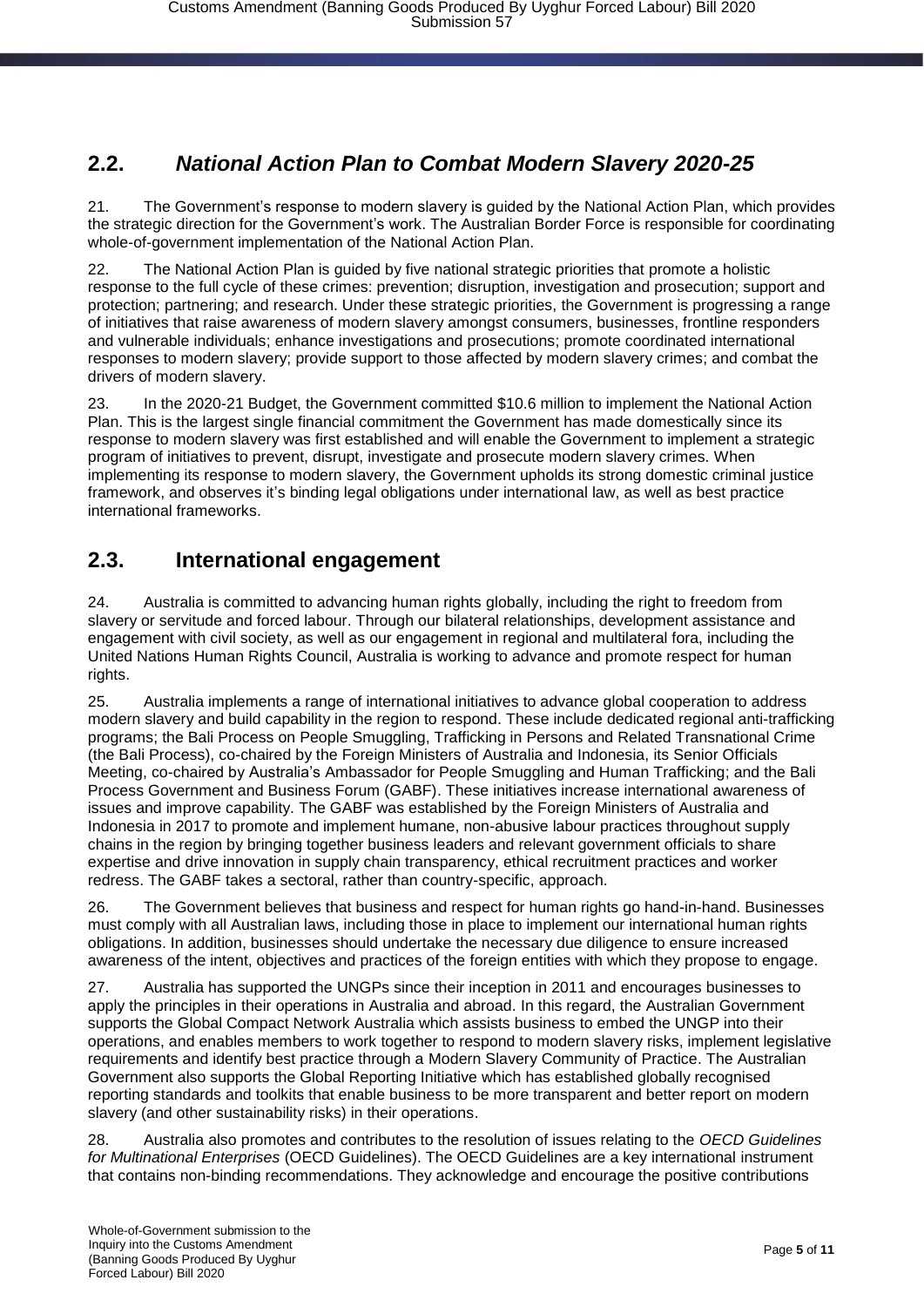## 2.2. *National Action Plan to Combat Modern Slavery 2020-25*

21. The Government's response to modern slavery is guided by the National Action Plan, which provides the strategic direction for the Government's work. The Australian Border Force is responsible for coordinating whole-of-government implementation of the National Action Plan.

22. The National Action Plan is guided by five national strategic priorities that promote a holistic response to the full cycle of these crimes: prevention; disruption, investigation and prosecution; support and protection; partnering; and research. Under these strategic priorities, the Government is progressing a range of initiatives that raise awareness of modern slavery amongst consumers, businesses, frontline responders and vulnerable individuals; enhance investigations and prosecutions; promote coordinated international responses to modern slavery; provide support to those affected by modern slavery crimes; and combat the drivers of modern slavery.

23. In the 2020-21 Budget, the Government committed $10.6 million to implement the National Action Plan. This is the largest single financial commitment the Government has made domestically since its response to modern slavery was first established and will enable the Government to implement a strategic program of initiatives to prevent, disrupt, investigate and prosecute modern slavery crimes. When implementing its response to modern slavery, the Government upholds its strong domestic criminal justice framework, and observes it's binding legal obligations under international law, as well as best practice international frameworks.

## 2.3. International engagement

24. Australia is committed to advancing human rights globally, including the right to freedom from slavery or servitude and forced labour. Through our bilateral relationships, development assistance and engagement with civil society, as well as our engagement in regional and multilateral fora, including the United Nations Human Rights Council, Australia is working to advance and promote respect for human rights.

25. Australia implements a range of international initiatives to advance global cooperation to address modern slavery and build capability in the region to respond. These include dedicated regional anti-trafficking programs; the Bali Process on People Smuggling, Trafficking in Persons and Related Transnational Crime (the Bali Process), co-chaired by the Foreign Ministers of Australia and Indonesia, its Senior Officials Meeting, co-chaired by Australia's Ambassador for People Smuggling and Human Trafficking; and the Bali Process Government and Business Forum (GABF). These initiatives increase international awareness of issues and improve capability. The GABF was established by the Foreign Ministers of Australia and Indonesia in 2017 to promote and implement humane, non-abusive labour practices throughout supply chains in the region by bringing together business leaders and relevant government officials to share expertise and drive innovation in supply chain transparency, ethical recruitment practices and worker redress. The GABF takes a sectoral, rather than country-specific, approach.

26. The Government believes that business and respect for human rights go hand-in-hand. Businesses must comply with all Australian laws, including those in place to implement our international human rights obligations. In addition, businesses should undertake the necessary due diligence to ensure increased awareness of the intent, objectives and practices of the foreign entities with which they propose to engage.

27. Australia has supported the UNGPs since their inception in 2011 and encourages businesses to apply the principles in their operations in Australia and abroad. In this regard, the Australian Government supports the Global Compact Network Australia which assists business to embed the UNGP into their operations, and enables members to work together to respond to modern slavery risks, implement legislative requirements and identify best practice through a Modern Slavery Community of Practice. The Australian Government also supports the Global Reporting Initiative which has established globally recognised reporting standards and toolkits that enable business to be more transparent and better report on modern slavery (and other sustainability risks) in their operations.

28. Australia also promotes and contributes to the resolution of issues relating to the *OECD Guidelines for Multinational Enterprises* (OECD Guidelines). The OECD Guidelines are a key international instrument that contains non-binding recommendations. They acknowledge and encourage the positive contributions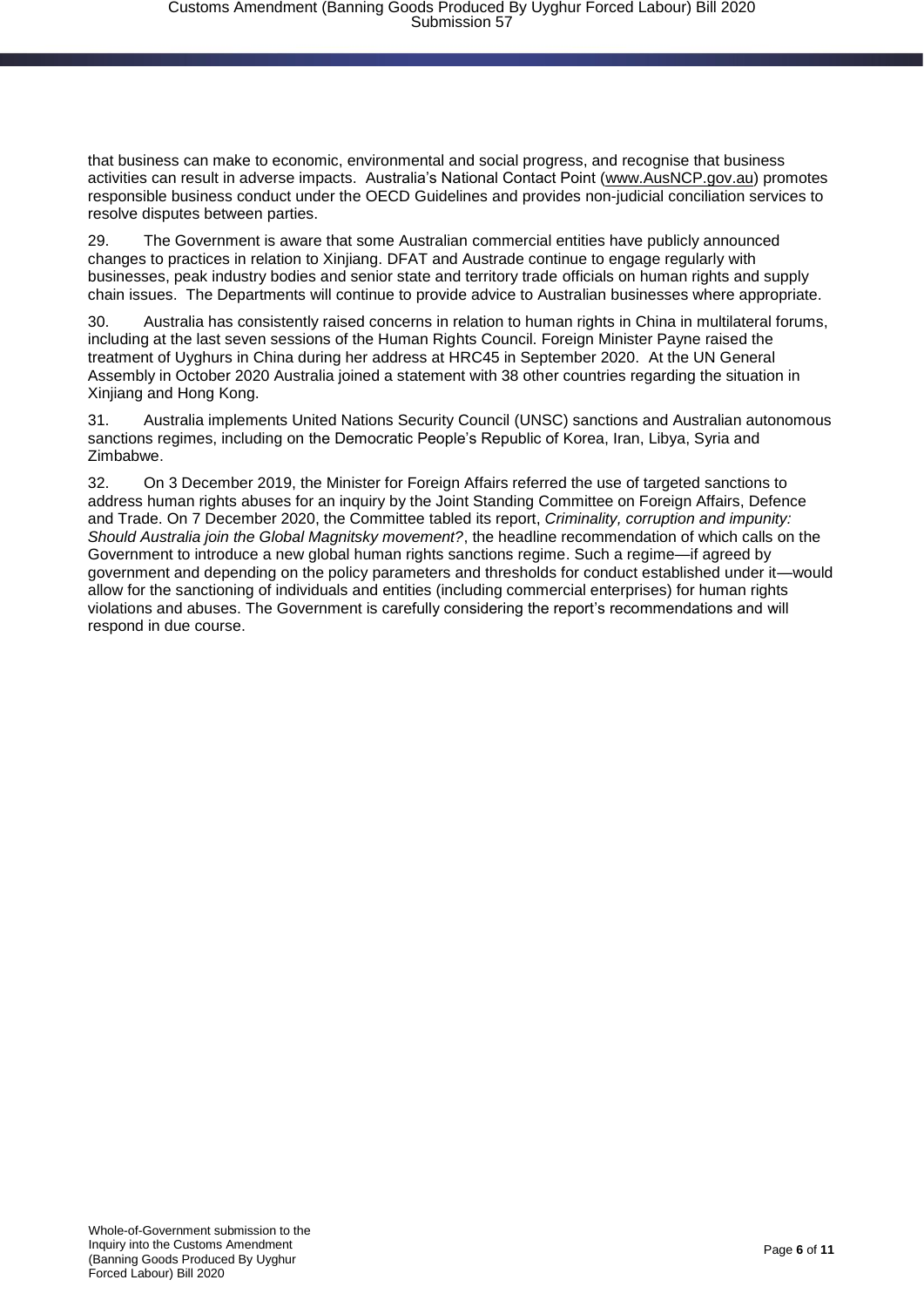that business can make to economic, environmental and social progress, and recognise that business activities can result in adverse impacts. Australia's National Contact Point (www.AusNCP.gov.au) promotes responsible business conduct under the OECD Guidelines and provides non-judicial conciliation services to resolve disputes between parties.

29. The Government is aware that some Australian commercial entities have publicly announced changes to practices in relation to Xinjiang. DFAT and Austrade continue to engage regularly with businesses, peak industry bodies and senior state and territory trade officials on human rights and supply chain issues. The Departments will continue to provide advice to Australian businesses where appropriate.

30. Australia has consistently raised concerns in relation to human rights in China in multilateral forums, including at the last seven sessions of the Human Rights Council. Foreign Minister Payne raised the treatment of Uyghurs in China during her address at HRC45 in September 2020. At the UN General Assembly in October 2020 Australia joined a statement with 38 other countries regarding the situation in Xinjiang and Hong Kong.

31. Australia implements United Nations Security Council (UNSC) sanctions and Australian autonomous sanctions regimes, including on the Democratic People's Republic of Korea, Iran, Libya, Syria and Zimbabwe.

32. On 3 December 2019, the Minister for Foreign Affairs referred the use of targeted sanctions to address human rights abuses for an inquiry by the Joint Standing Committee on Foreign Affairs, Defence and Trade. On 7 December 2020, the Committee tabled its report, *Criminality, corruption and impunity: Should Australia join the Global Magnitsky movement?*, the headline recommendation of which calls on the Government to introduce a new global human rights sanctions regime. Such a regime—if agreed by government and depending on the policy parameters and thresholds for conduct established under it—would allow for the sanctioning of individuals and entities (including commercial enterprises) for human rights violations and abuses. The Government is carefully considering the report's recommendations and will respond in due course.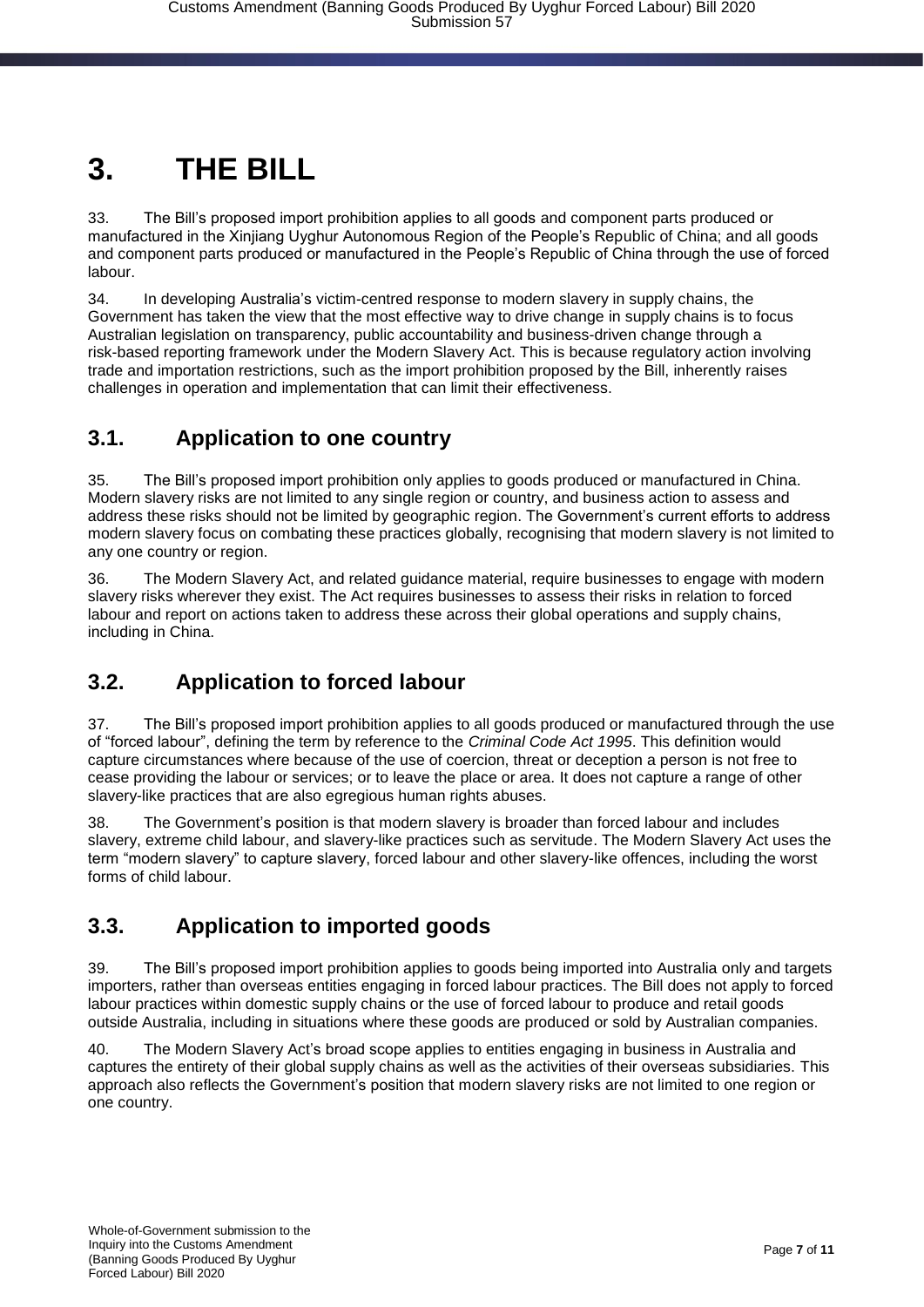# 3. THE BILL

33. The Bill's proposed import prohibition applies to all goods and component parts produced or manufactured in the Xinjiang Uyghur Autonomous Region of the People's Republic of China; and all goods and component parts produced or manufactured in the People's Republic of China through the use of forced labour.

34. In developing Australia's victim-centred response to modern slavery in supply chains, the Government has taken the view that the most effective way to drive change in supply chains is to focus Australian legislation on transparency, public accountability and business-driven change through a risk-based reporting framework under the Modern Slavery Act. This is because regulatory action involving trade and importation restrictions, such as the import prohibition proposed by the Bill, inherently raises challenges in operation and implementation that can limit their effectiveness.

## 3.1. Application to one country

35. The Bill's proposed import prohibition only applies to goods produced or manufactured in China. Modern slavery risks are not limited to any single region or country, and business action to assess and address these risks should not be limited by geographic region. The Government's current efforts to address modern slavery focus on combating these practices globally, recognising that modern slavery is not limited to any one country or region.

36. The Modern Slavery Act, and related guidance material, require businesses to engage with modern slavery risks wherever they exist. The Act requires businesses to assess their risks in relation to forced labour and report on actions taken to address these across their global operations and supply chains, including in China.

## 3.2. Application to forced labour

37. The Bill's proposed import prohibition applies to all goods produced or manufactured through the use of "forced labour", defining the term by reference to the *Criminal Code Act 1995*. This definition would capture circumstances where because of the use of coercion, threat or deception a person is not free to cease providing the labour or services; or to leave the place or area. It does not capture a range of other slavery-like practices that are also egregious human rights abuses.

38. The Government's position is that modern slavery is broader than forced labour and includes slavery, extreme child labour, and slavery-like practices such as servitude. The Modern Slavery Act uses the term "modern slavery" to capture slavery, forced labour and other slavery-like offences, including the worst forms of child labour.

## 3.3. Application to imported goods

39. The Bill's proposed import prohibition applies to goods being imported into Australia only and targets importers, rather than overseas entities engaging in forced labour practices. The Bill does not apply to forced labour practices within domestic supply chains or the use of forced labour to produce and retail goods outside Australia, including in situations where these goods are produced or sold by Australian companies.

40. The Modern Slavery Act's broad scope applies to entities engaging in business in Australia and captures the entirety of their global supply chains as well as the activities of their overseas subsidiaries. This approach also reflects the Government's position that modern slavery risks are not limited to one region or one country.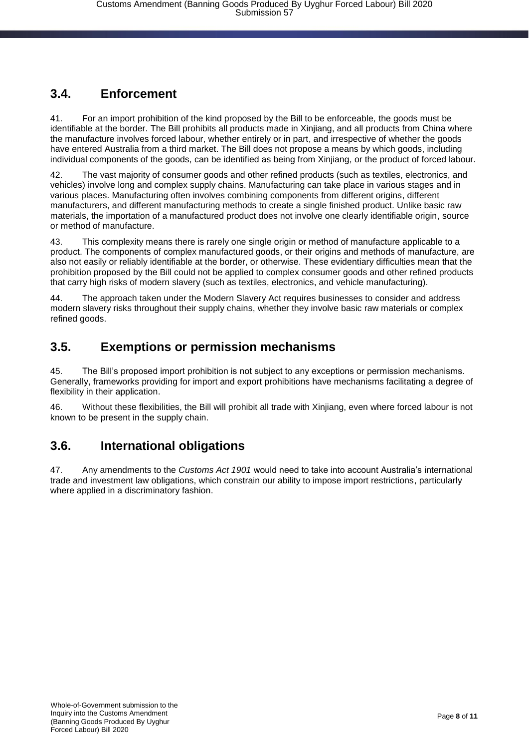## 3.4. Enforcement

41. For an import prohibition of the kind proposed by the Bill to be enforceable, the goods must be identifiable at the border. The Bill prohibits all products made in Xinjiang, and all products from China where the manufacture involves forced labour, whether entirely or in part, and irrespective of whether the goods have entered Australia from a third market. The Bill does not propose a means by which goods, including individual components of the goods, can be identified as being from Xinjiang, or the product of forced labour.

42. The vast majority of consumer goods and other refined products (such as textiles, electronics, and vehicles) involve long and complex supply chains. Manufacturing can take place in various stages and in various places. Manufacturing often involves combining components from different origins, different manufacturers, and different manufacturing methods to create a single finished product. Unlike basic raw materials, the importation of a manufactured product does not involve one clearly identifiable origin, source or method of manufacture.

43. This complexity means there is rarely one single origin or method of manufacture applicable to a product. The components of complex manufactured goods, or their origins and methods of manufacture, are also not easily or reliably identifiable at the border, or otherwise. These evidentiary difficulties mean that the prohibition proposed by the Bill could not be applied to complex consumer goods and other refined products that carry high risks of modern slavery (such as textiles, electronics, and vehicle manufacturing).

44. The approach taken under the Modern Slavery Act requires businesses to consider and address modern slavery risks throughout their supply chains, whether they involve basic raw materials or complex refined goods.

## 3.5. Exemptions or permission mechanisms

45. The Bill's proposed import prohibition is not subject to any exceptions or permission mechanisms. Generally, frameworks providing for import and export prohibitions have mechanisms facilitating a degree of flexibility in their application.

46. Without these flexibilities, the Bill will prohibit all trade with Xinjiang, even where forced labour is not known to be present in the supply chain.

## 3.6. International obligations

47. Any amendments to the *Customs Act 1901* would need to take into account Australia's international trade and investment law obligations, which constrain our ability to impose import restrictions, particularly where applied in a discriminatory fashion.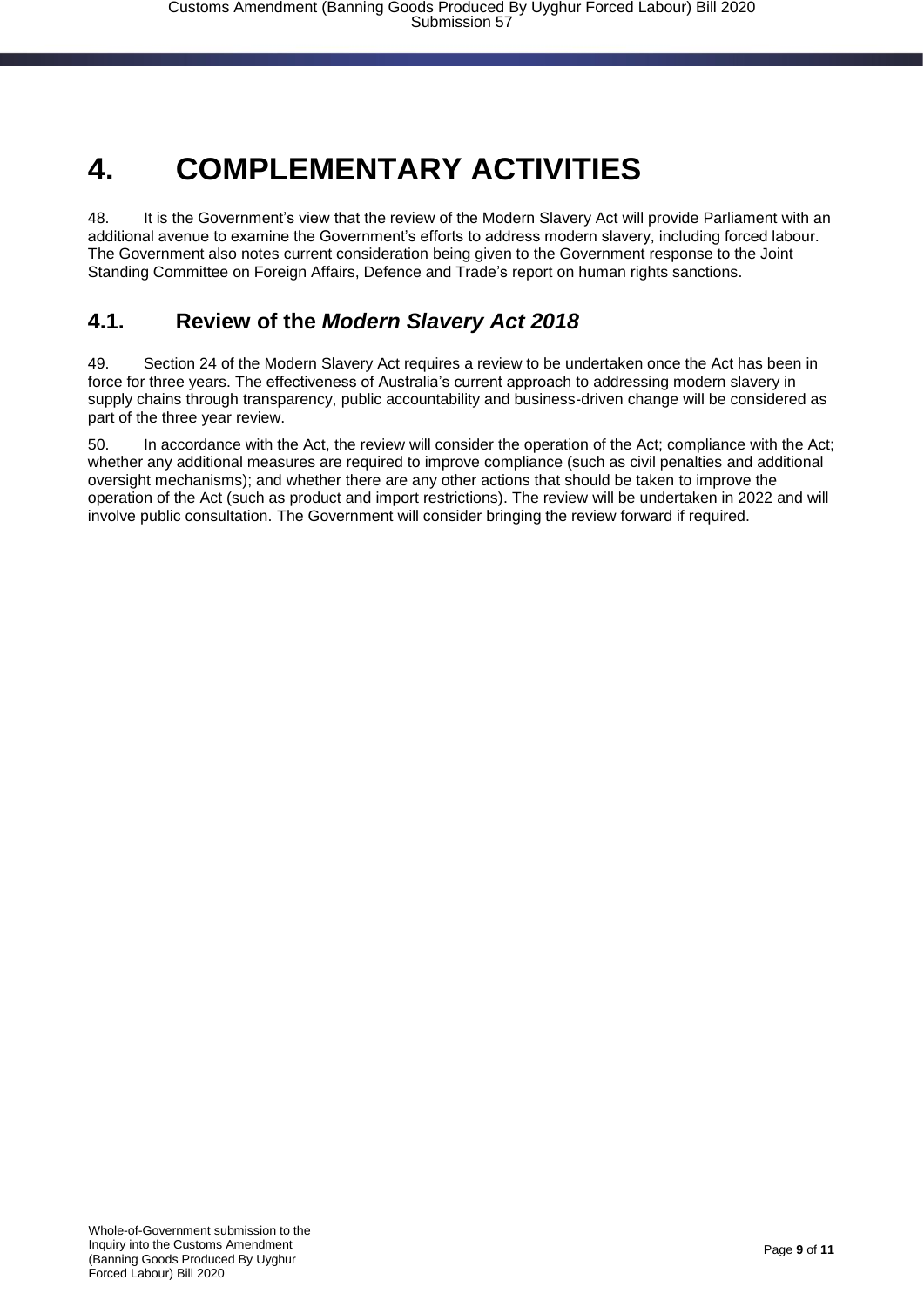# 4. COMPLEMENTARY ACTIVITIES

48. It is the Government's view that the review of the Modern Slavery Act will provide Parliament with an additional avenue to examine the Government's efforts to address modern slavery, including forced labour. The Government also notes current consideration being given to the Government response to the Joint Standing Committee on Foreign Affairs, Defence and Trade's report on human rights sanctions.

## 4.1. Review of the *Modern Slavery Act 2018*

49. Section 24 of the Modern Slavery Act requires a review to be undertaken once the Act has been in force for three years. The effectiveness of Australia's current approach to addressing modern slavery in supply chains through transparency, public accountability and business-driven change will be considered as part of the three year review.

50. In accordance with the Act, the review will consider the operation of the Act; compliance with the Act; whether any additional measures are required to improve compliance (such as civil penalties and additional oversight mechanisms); and whether there are any other actions that should be taken to improve the operation of the Act (such as product and import restrictions). The review will be undertaken in 2022 and will involve public consultation. The Government will consider bringing the review forward if required.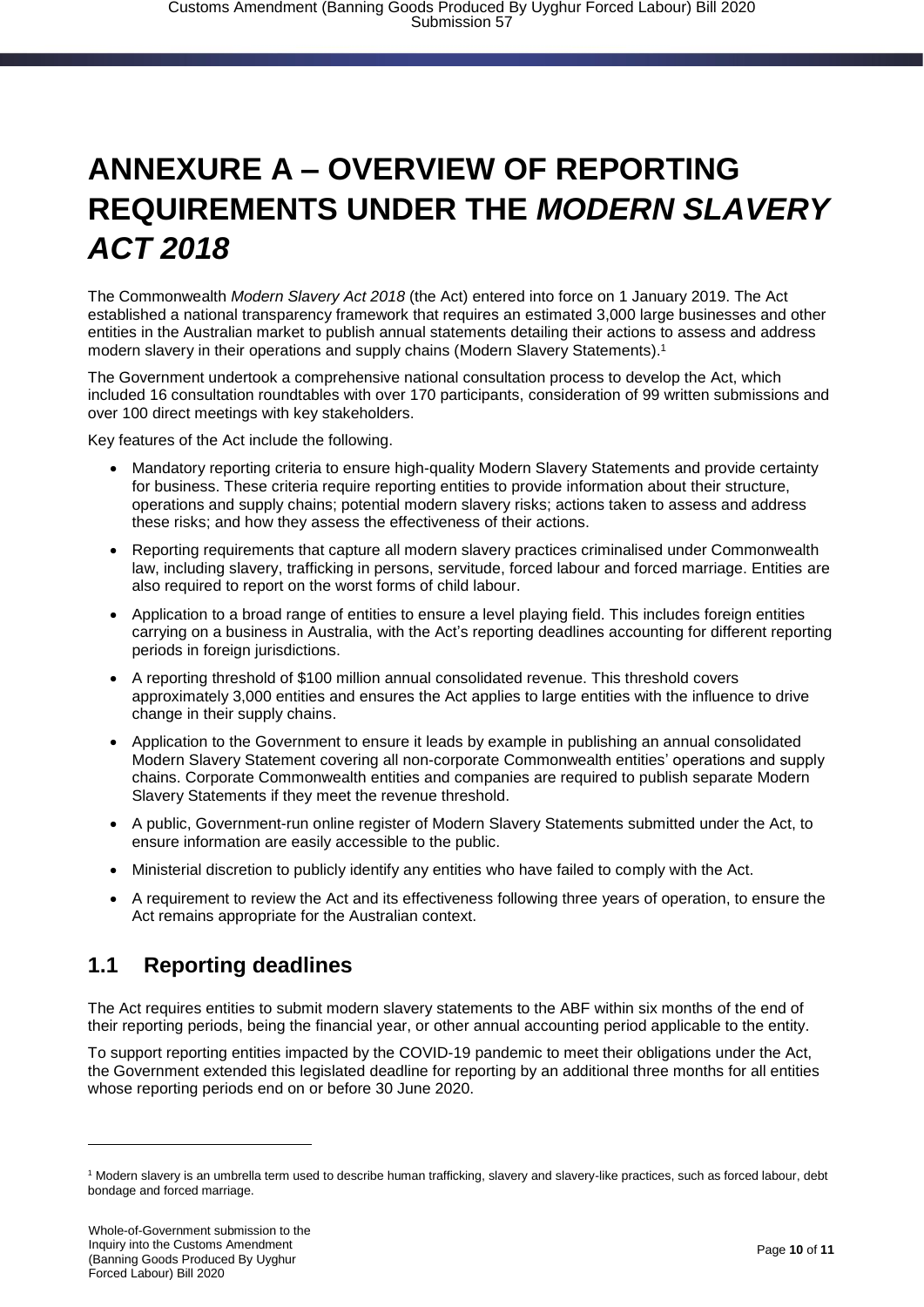# ANNEXURE A – OVERVIEW OF REPORTING REQUIREMENTS UNDER THE *MODERN SLAVERY ACT 2018*

The Commonwealth *Modern Slavery Act 2018* (the Act) entered into force on 1 January 2019. The Act established a national transparency framework that requires an estimated 3,000 large businesses and other entities in the Australian market to publish annual statements detailing their actions to assess and address modern slavery in their operations and supply chains (Modern Slavery Statements).[1]

The Government undertook a comprehensive national consultation process to develop the Act, which included 16 consultation roundtables with over 170 participants, consideration of 99 written submissions and over 100 direct meetings with key stakeholders.

Key features of the Act include the following.

- Mandatory reporting criteria to ensure high-quality Modern Slavery Statements and provide certainty for business. These criteria require reporting entities to provide information about their structure, operations and supply chains; potential modern slavery risks; actions taken to assess and address these risks; and how they assess the effectiveness of their actions.
- Reporting requirements that capture all modern slavery practices criminalised under Commonwealth law, including slavery, trafficking in persons, servitude, forced labour and forced marriage. Entities are also required to report on the worst forms of child labour.
- Application to a broad range of entities to ensure a level playing field. This includes foreign entities carrying on a business in Australia, with the Act's reporting deadlines accounting for different reporting periods in foreign jurisdictions.
- A reporting threshold of $100 million annual consolidated revenue. This threshold covers approximately 3,000 entities and ensures the Act applies to large entities with the influence to drive change in their supply chains.
- Application to the Government to ensure it leads by example in publishing an annual consolidated Modern Slavery Statement covering all non-corporate Commonwealth entities' operations and supply chains. Corporate Commonwealth entities and companies are required to publish separate Modern Slavery Statements if they meet the revenue threshold.
- A public, Government-run online register of Modern Slavery Statements submitted under the Act, to ensure information are easily accessible to the public.
- Ministerial discretion to publicly identify any entities who have failed to comply with the Act.
- A requirement to review the Act and its effectiveness following three years of operation, to ensure the Act remains appropriate for the Australian context.

## 1.1 Reporting deadlines

The Act requires entities to submit modern slavery statements to the ABF within six months of the end of their reporting periods, being the financial year, or other annual accounting period applicable to the entity.

To support reporting entities impacted by the COVID-19 pandemic to meet their obligations under the Act, the Government extended this legislated deadline for reporting by an additional three months for all entities whose reporting periods end on or before 30 June 2020.

---

[1] Modern slavery is an umbrella term used to describe human trafficking, slavery and slavery-like practices, such as forced labour, debt bondage and forced marriage.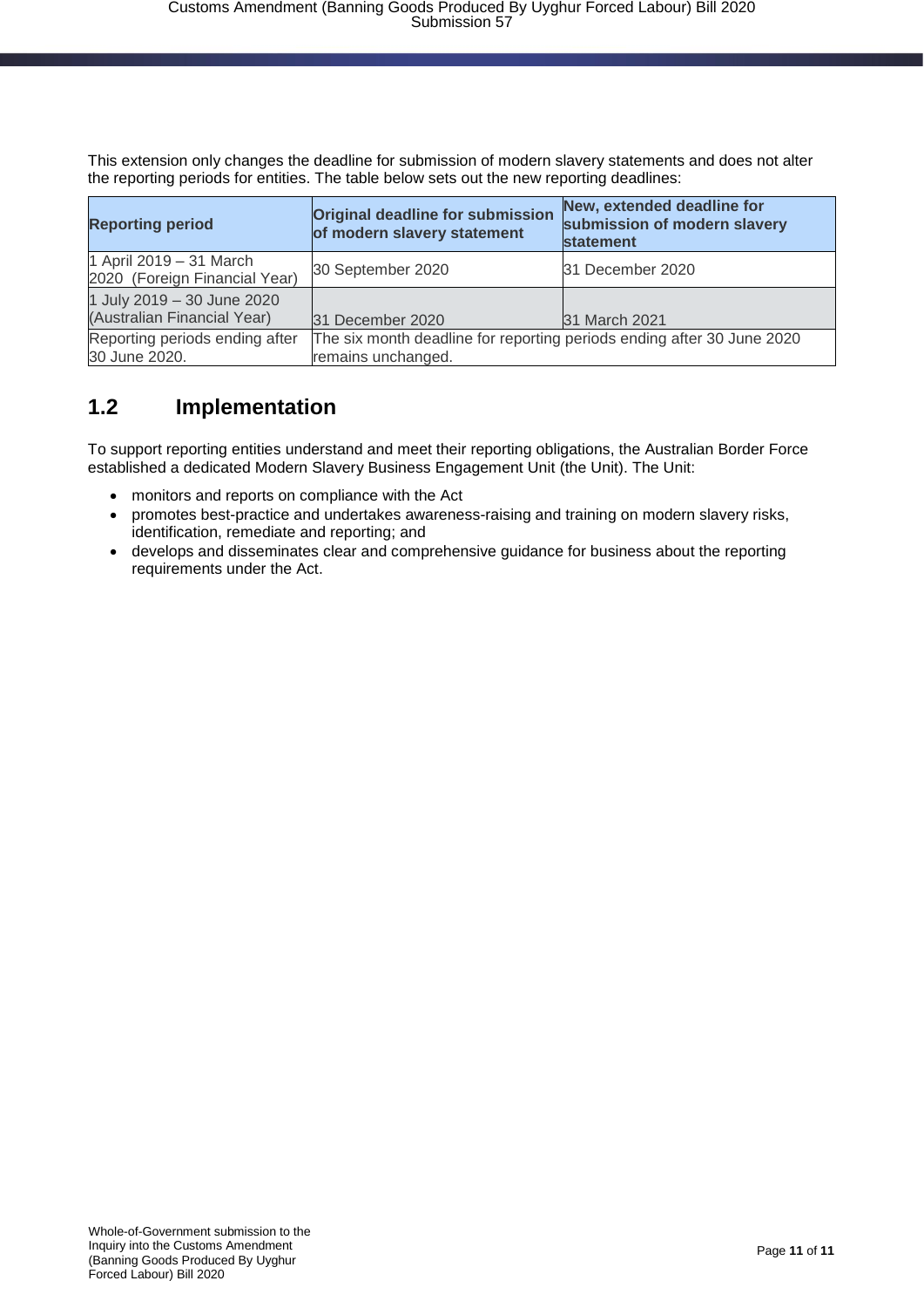This extension only changes the deadline for submission of modern slavery statements and does not alter the reporting periods for entities. The table below sets out the new reporting deadlines:

| Reporting period | Original deadline for submission of modern slavery statement | New, extended deadline for submission of modern slavery statement |
|---|---|---|
| 1 April 2019 – 31 March 2020 (Foreign Financial Year) | 30 September 2020 | 31 December 2020 |
| 1 July 2019 – 30 June 2020 (Australian Financial Year) | 31 December 2020 | 31 March 2021 |
| Reporting periods ending after 30 June 2020. | The six month deadline for reporting periods ending after 30 June 2020 remains unchanged. | |

## 1.2 Implementation

To support reporting entities understand and meet their reporting obligations, the Australian Border Force established a dedicated Modern Slavery Business Engagement Unit (the Unit). The Unit:

- monitors and reports on compliance with the Act
- promotes best-practice and undertakes awareness-raising and training on modern slavery risks, identification, remediate and reporting; and
- develops and disseminates clear and comprehensive guidance for business about the reporting requirements under the Act.